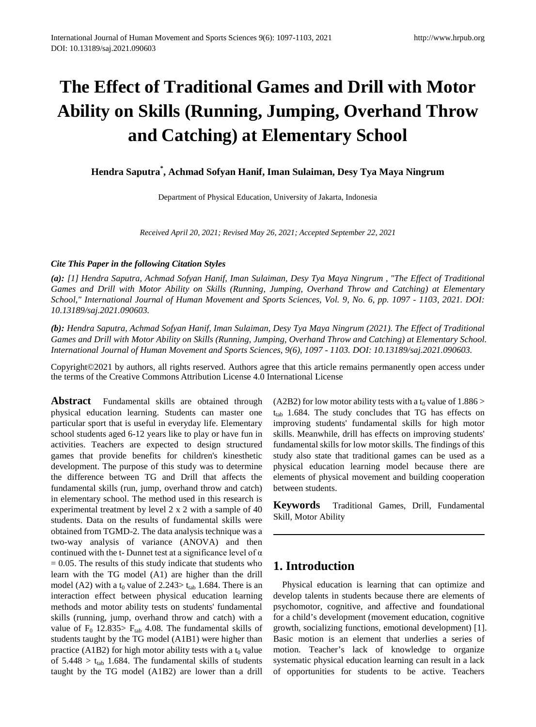# The Effect of Traditional Games and Drill with Motor Ability on Skills (Running, Jumping, Overhand Throw and Catching) at Elementary School

**Hendra Saputra\*, Achmad Sofyan Hanif, Iman Sulaiman, Desy Tya Maya Ningrum**

Department of Physical Education, University of Jakarta, Indonesia

*Received April 20, 2021; Revised May 26, 2021; Accepted September 22, 2021*

***Cite This Paper in the following Citation Styles***

***(a):*** *[1] Hendra Saputra, Achmad Sofyan Hanif, Iman Sulaiman, Desy Tya Maya Ningrum , "The Effect of Traditional Games and Drill with Motor Ability on Skills (Running, Jumping, Overhand Throw and Catching) at Elementary School," International Journal of Human Movement and Sports Sciences, Vol. 9, No. 6, pp. 1097 - 1103, 2021. DOI: 10.13189/saj.2021.090603.*

***(b):*** *Hendra Saputra, Achmad Sofyan Hanif, Iman Sulaiman, Desy Tya Maya Ningrum (2021). The Effect of Traditional Games and Drill with Motor Ability on Skills (Running, Jumping, Overhand Throw and Catching) at Elementary School. International Journal of Human Movement and Sports Sciences, 9(6), 1097 - 1103. DOI: 10.13189/saj.2021.090603.*

Copyright©2021 by authors, all rights reserved. Authors agree that this article remains permanently open access under the terms of the Creative Commons Attribution License 4.0 International License

**Abstract** Fundamental skills are obtained through physical education learning. Students can master one particular sport that is useful in everyday life. Elementary school students aged 6-12 years like to play or have fun in activities. Teachers are expected to design structured games that provide benefits for children's kinesthetic development. The purpose of this study was to determine the difference between TG and Drill that affects the fundamental skills (run, jump, overhand throw and catch) in elementary school. The method used in this research is experimental treatment by level 2 x 2 with a sample of 40 students. Data on the results of fundamental skills were obtained from TGMD-2. The data analysis technique was a two-way analysis of variance (ANOVA) and then continued with the t- Dunnet test at a significance level of $\alpha = 0.05$. The results of this study indicate that students who learn with the TG model (A1) are higher than the drill model (A2) with a $t_0$ value of 2.243> $t_{tab}$ 1.684. There is an interaction effect between physical education learning methods and motor ability tests on students' fundamental skills (running, jump, overhand throw and catch) with a value of $F_0$ 12.835> $F_{tab}$ 4.08. The fundamental skills of students taught by the TG model (A1B1) were higher than practice (A1B2) for high motor ability tests with a $t_0$ value of 5.448 > $t_{tab}$ 1.684. The fundamental skills of students taught by the TG model (A1B2) are lower than a drill (A2B2) for low motor ability tests with a $t_0$ value of 1.886 > $t_{tab}$ 1.684. The study concludes that TG has effects on improving students' fundamental skills for high motor skills. Meanwhile, drill has effects on improving students' fundamental skills for low motor skills. The findings of this study also state that traditional games can be used as a physical education learning model because there are elements of physical movement and building cooperation between students.

**Keywords** Traditional Games, Drill, Fundamental Skill, Motor Ability

## 1. Introduction

Physical education is learning that can optimize and develop talents in students because there are elements of psychomotor, cognitive, and affective and foundational for a child's development (movement education, cognitive growth, socializing functions, emotional development) [1]. Basic motion is an element that underlies a series of motion. Teacher's lack of knowledge to organize systematic physical education learning can result in a lack of opportunities for students to be active. Teachers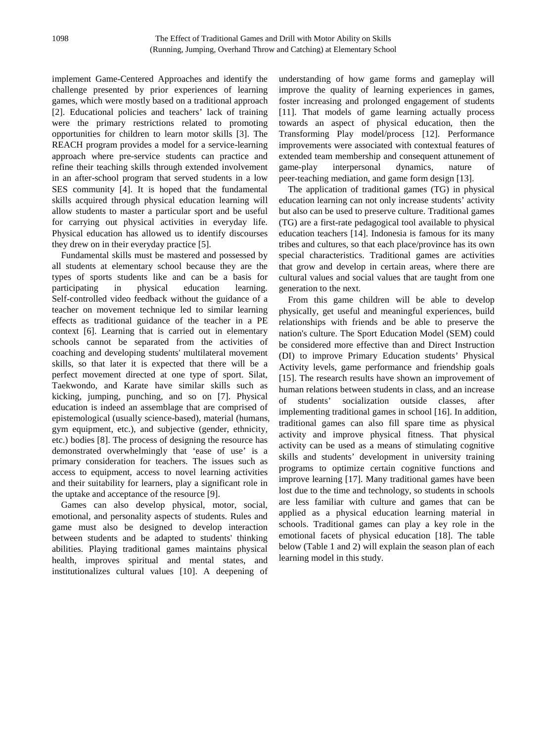implement Game-Centered Approaches and identify the challenge presented by prior experiences of learning games, which were mostly based on a traditional approach [2]. Educational policies and teachers' lack of training were the primary restrictions related to promoting opportunities for children to learn motor skills [3]. The REACH program provides a model for a service-learning approach where pre-service students can practice and refine their teaching skills through extended involvement in an after-school program that served students in a low SES community [4]. It is hoped that the fundamental skills acquired through physical education learning will allow students to master a particular sport and be useful for carrying out physical activities in everyday life. Physical education has allowed us to identify discourses they drew on in their everyday practice [5].

Fundamental skills must be mastered and possessed by all students at elementary school because they are the types of sports students like and can be a basis for participating in physical education learning. Self-controlled video feedback without the guidance of a teacher on movement technique led to similar learning effects as traditional guidance of the teacher in a PE context [6]. Learning that is carried out in elementary schools cannot be separated from the activities of coaching and developing students' multilateral movement skills, so that later it is expected that there will be a perfect movement directed at one type of sport. Silat, Taekwondo, and Karate have similar skills such as kicking, jumping, punching, and so on [7]. Physical education is indeed an assemblage that are comprised of epistemological (usually science-based), material (humans, gym equipment, etc.), and subjective (gender, ethnicity, etc.) bodies [8]. The process of designing the resource has demonstrated overwhelmingly that 'ease of use' is a primary consideration for teachers. The issues such as access to equipment, access to novel learning activities and their suitability for learners, play a significant role in the uptake and acceptance of the resource [9].

Games can also develop physical, motor, social, emotional, and personality aspects of students. Rules and game must also be designed to develop interaction between students and be adapted to students' thinking abilities. Playing traditional games maintains physical health, improves spiritual and mental states, and institutionalizes cultural values [10]. A deepening of understanding of how game forms and gameplay will improve the quality of learning experiences in games, foster increasing and prolonged engagement of students [11]. That models of game learning actually process towards an aspect of physical education, then the Transforming Play model/process [12]. Performance improvements were associated with contextual features of extended team membership and consequent attunement of game-play interpersonal dynamics, nature of peer-teaching mediation, and game form design [13].

The application of traditional games (TG) in physical education learning can not only increase students' activity but also can be used to preserve culture. Traditional games (TG) are a first-rate pedagogical tool available to physical education teachers [14]. Indonesia is famous for its many tribes and cultures, so that each place/province has its own special characteristics. Traditional games are activities that grow and develop in certain areas, where there are cultural values and social values that are taught from one generation to the next.

From this game children will be able to develop physically, get useful and meaningful experiences, build relationships with friends and be able to preserve the nation's culture. The Sport Education Model (SEM) could be considered more effective than and Direct Instruction (DI) to improve Primary Education students' Physical Activity levels, game performance and friendship goals [15]. The research results have shown an improvement of human relations between students in class, and an increase of students' socialization outside classes, after implementing traditional games in school [16]. In addition, traditional games can also fill spare time as physical activity and improve physical fitness. That physical activity can be used as a means of stimulating cognitive skills and students' development in university training programs to optimize certain cognitive functions and improve learning [17]. Many traditional games have been lost due to the time and technology, so students in schools are less familiar with culture and games that can be applied as a physical education learning material in schools. Traditional games can play a key role in the emotional facets of physical education [18]. The table below (Table 1 and 2) will explain the season plan of each learning model in this study.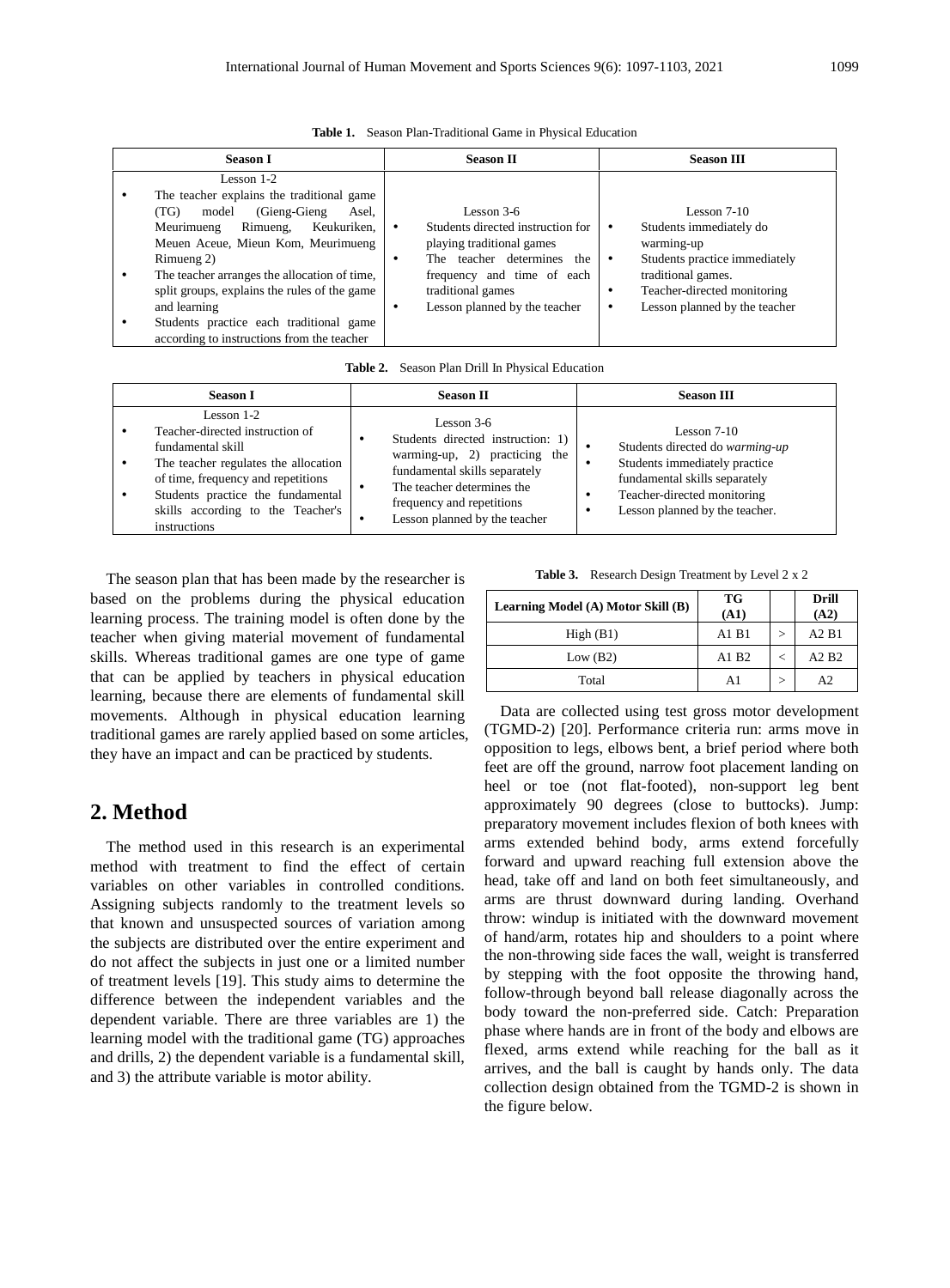**Table 1.** Season Plan-Traditional Game in Physical Education

| Season I | Season II | Season III |
|---|---|---|
| Lesson 1-2<br>• The teacher explains the traditional game (TG) model (Gieng-Gieng Asel, Meurimueng Rimueng, Keukuriken, Meuen Aceue, Mieun Kom, Meurimueng Rimueng 2)<br>• The teacher arranges the allocation of time, split groups, explains the rules of the game and learning<br>• Students practice each traditional game according to instructions from the teacher | Lesson 3-6<br>• Students directed instruction for playing traditional games<br>• The teacher determines the frequency and time of each traditional games<br>• Lesson planned by the teacher | Lesson 7-10<br>• Students immediately do warming-up<br>• Students practice immediately traditional games.<br>• Teacher-directed monitoring<br>• Lesson planned by the teacher |

**Table 2.** Season Plan Drill In Physical Education

| Season I | Season II | Season III |
|---|---|---|
| Lesson 1-2<br>• Teacher-directed instruction of fundamental skill<br>• The teacher regulates the allocation of time, frequency and repetitions<br>• Students practice the fundamental skills according to the Teacher's instructions | Lesson 3-6<br>• Students directed instruction: 1) warming-up, 2) practicing the fundamental skills separately<br>• The teacher determines the frequency and repetitions<br>• Lesson planned by the teacher | Lesson 7-10<br>• Students directed do *warming-up*<br>• Students immediately practice fundamental skills separately<br>• Teacher-directed monitoring<br>• Lesson planned by the teacher. |

The season plan that has been made by the researcher is based on the problems during the physical education learning process. The training model is often done by the teacher when giving material movement of fundamental skills. Whereas traditional games are one type of game that can be applied by teachers in physical education learning, because there are elements of fundamental skill movements. Although in physical education learning traditional games are rarely applied based on some articles, they have an impact and can be practiced by students.

## 2. Method

The method used in this research is an experimental method with treatment to find the effect of certain variables on other variables in controlled conditions. Assigning subjects randomly to the treatment levels so that known and unsuspected sources of variation among the subjects are distributed over the entire experiment and do not affect the subjects in just one or a limited number of treatment levels [19]. This study aims to determine the difference between the independent variables and the dependent variable. There are three variables are 1) the learning model with the traditional game (TG) approaches and drills, 2) the dependent variable is a fundamental skill, and 3) the attribute variable is motor ability.

**Table 3.** Research Design Treatment by Level 2 x 2

| Learning Model (A) Motor Skill (B) | TG (A1) | | Drill (A2) |
|---|---|---|---|
| High (B1) | A1 B1 | > | A2 B1 |
| Low (B2) | A1 B2 | < | A2 B2 |
| Total | A1 | > | A2 |

Data are collected using test gross motor development (TGMD-2) [20]. Performance criteria run: arms move in opposition to legs, elbows bent, a brief period where both feet are off the ground, narrow foot placement landing on heel or toe (not flat-footed), non-support leg bent approximately 90 degrees (close to buttocks). Jump: preparatory movement includes flexion of both knees with arms extended behind body, arms extend forcefully forward and upward reaching full extension above the head, take off and land on both feet simultaneously, and arms are thrust downward during landing. Overhand throw: windup is initiated with the downward movement of hand/arm, rotates hip and shoulders to a point where the non-throwing side faces the wall, weight is transferred by stepping with the foot opposite the throwing hand, follow-through beyond ball release diagonally across the body toward the non-preferred side. Catch: Preparation phase where hands are in front of the body and elbows are flexed, arms extend while reaching for the ball as it arrives, and the ball is caught by hands only. The data collection design obtained from the TGMD-2 is shown in the figure below.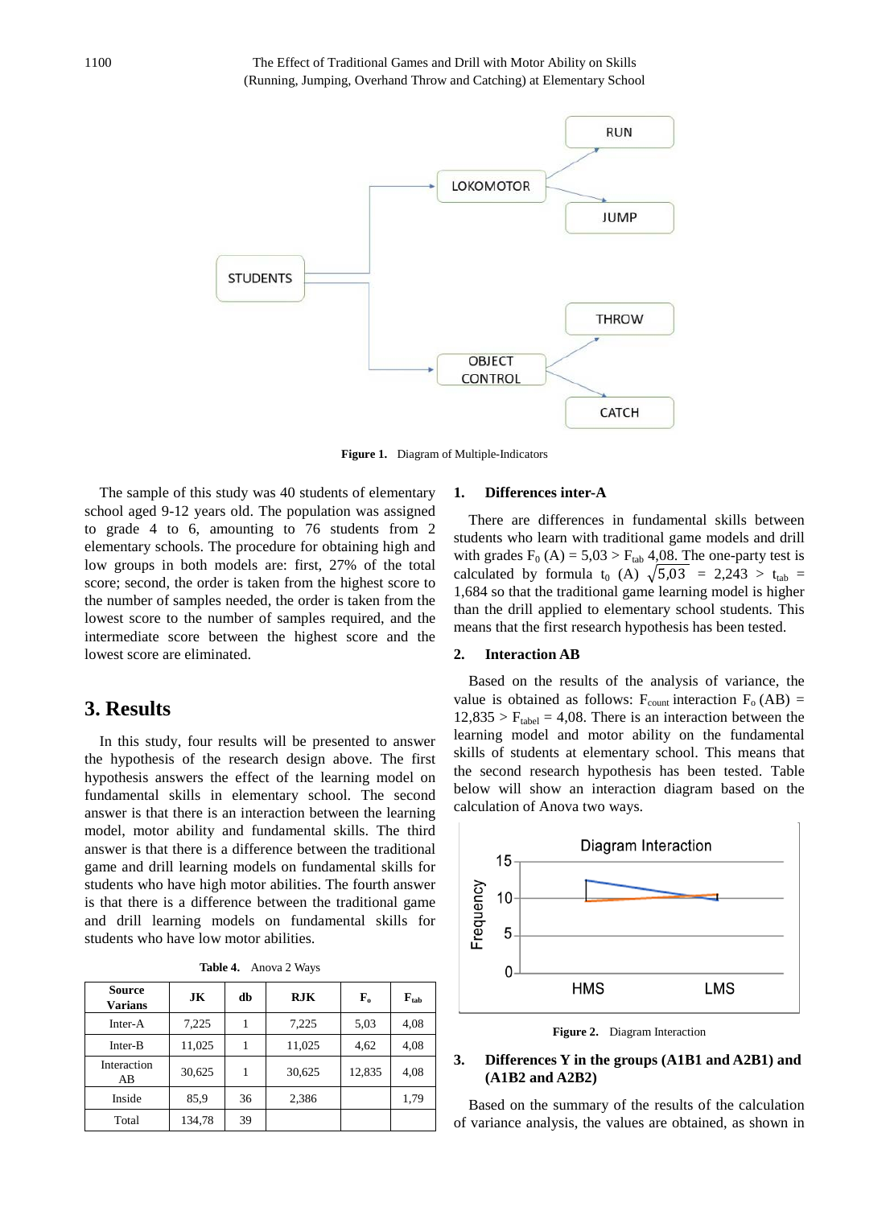STUDENTS

LOKOMOTOR

RUN

JUMP

OBJECT CONTROL

THROW

CATCH

**Figure 1.** Diagram of Multiple-Indicators

The sample of this study was 40 students of elementary school aged 9-12 years old. The population was assigned to grade 4 to 6, amounting to 76 students from 2 elementary schools. The procedure for obtaining high and low groups in both models are: first, 27% of the total score; second, the order is taken from the highest score to the number of samples needed, the order is taken from the lowest score to the number of samples required, and the intermediate score between the highest score and the lowest score are eliminated.

## 3. Results

In this study, four results will be presented to answer the hypothesis of the research design above. The first hypothesis answers the effect of the learning model on fundamental skills in elementary school. The second answer is that there is an interaction between the learning model, motor ability and fundamental skills. The third answer is that there is a difference between the traditional game and drill learning models on fundamental skills for students who have high motor abilities. The fourth answer is that there is a difference between the traditional game and drill learning models on fundamental skills for students who have low motor abilities.

**Table 4.** Anova 2 Ways

| Source Varians | JK | db | RJK | $F_o$ | $F_{tab}$ |
|---|---|---|---|---|---|
| Inter-A | 7,225 | 1 | 7,225 | 5,03 | 4,08 |
| Inter-B | 11,025 | 1 | 11,025 | 4,62 | 4,08 |
| Interaction AB | 30,625 | 1 | 30,625 | 12,835 | 4,08 |
| Inside | 85,9 | 36 | 2,386 | | 1,79 |
| Total | 134,78 | 39 | | | |

### 1. Differences inter-A

There are differences in fundamental skills between students who learn with traditional game models and drill with grades $F_0$ (A) = 5,03 > $F_{tab}$ 4,08. The one-party test is calculated by formula $t_0$ (A) $\sqrt{5{,}03}$ = 2,243 > $t_{tab}$ = 1,684 so that the traditional game learning model is higher than the drill applied to elementary school students. This means that the first research hypothesis has been tested.

### 2. Interaction AB

Based on the results of the analysis of variance, the value is obtained as follows: $F_{count}$ interaction $F_o$ (AB) = 12,835 > $F_{tabel}$ = 4,08. There is an interaction between the learning model and motor ability on the fundamental skills of students at elementary school. This means that the second research hypothesis has been tested. Table below will show an interaction diagram based on the calculation of Anova two ways.

Diagram Interaction

Frequency

15

10

5

0

HMS

LMS

**Figure 2.** Diagram Interaction

### 3. Differences Y in the groups (A1B1 and A2B1) and (A1B2 and A2B2)

Based on the summary of the results of the calculation of variance analysis, the values are obtained, as shown in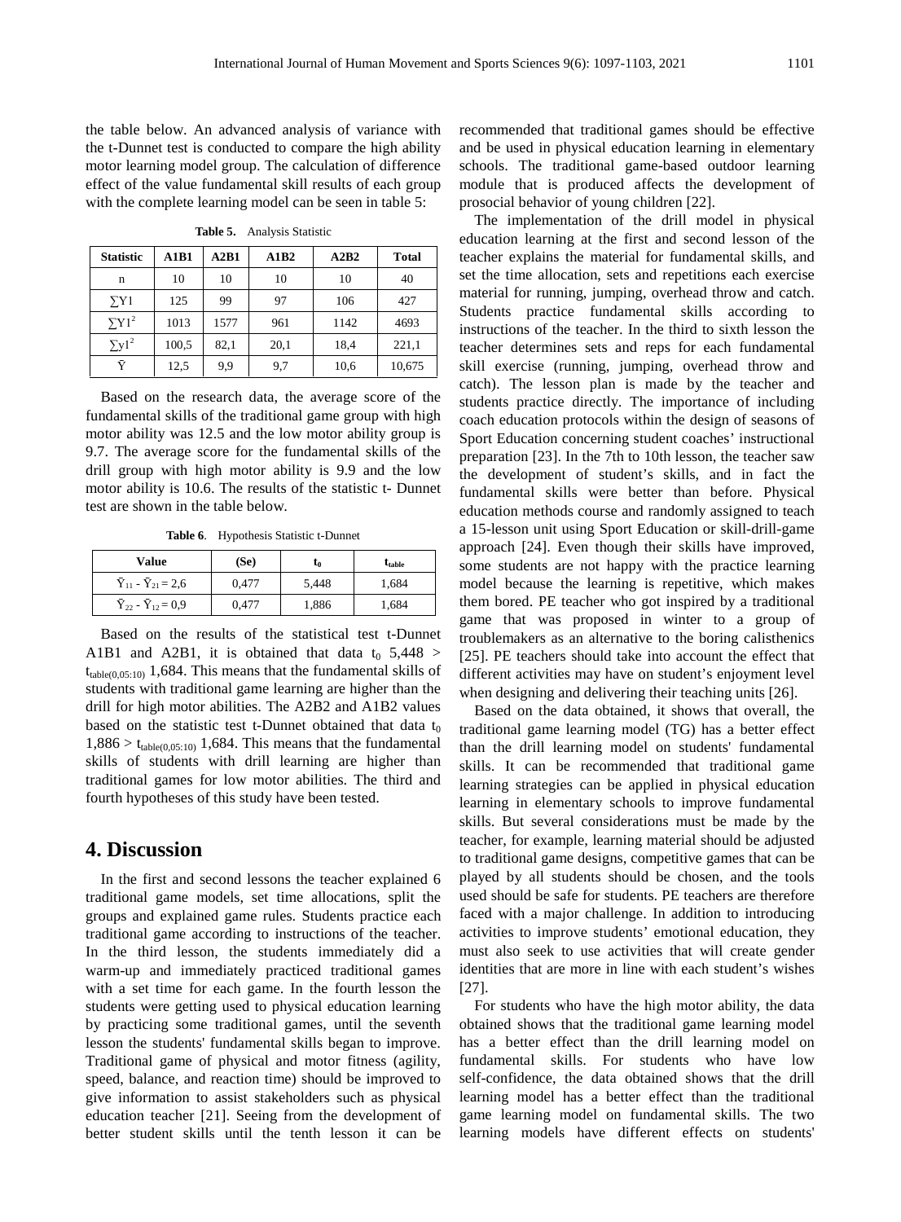the table below. An advanced analysis of variance with the t-Dunnet test is conducted to compare the high ability motor learning model group. The calculation of difference effect of the value fundamental skill results of each group with the complete learning model can be seen in table 5:

**Table 5.** Analysis Statistic

| Statistic | A1B1 | A2B1 | A1B2 | A2B2 | Total |
|---|---|---|---|---|---|
| n | 10 | 10 | 10 | 10 | 40 |
| $\sum Y1$ | 125 | 99 | 97 | 106 | 427 |
| $\sum Y1^2$ | 1013 | 1577 | 961 | 1142 | 4693 |
| $\sum y1^2$ | 100,5 | 82,1 | 20,1 | 18,4 | 221,1 |
| $\bar{Y}$ | 12,5 | 9,9 | 9,7 | 10,6 | 10,675 |

Based on the research data, the average score of the fundamental skills of the traditional game group with high motor ability was 12.5 and the low motor ability group is 9.7. The average score for the fundamental skills of the drill group with high motor ability is 9.9 and the low motor ability is 10.6. The results of the statistic t- Dunnet test are shown in the table below.

**Table 6**. Hypothesis Statistic t-Dunnet

| Value | (Se) | $t_0$ | $t_{table}$ |
|---|---|---|---|
| $\bar{Y}_{11} - \bar{Y}_{21} = 2{,}6$ | 0,477 | 5,448 | 1,684 |
| $\bar{Y}_{22} - \bar{Y}_{12} = 0{,}9$ | 0,477 | 1,886 | 1,684 |

Based on the results of the statistical test t-Dunnet A1B1 and A2B1, it is obtained that data $t_0$ 5,448 > $t_{table(0,05:10)}$ 1,684. This means that the fundamental skills of students with traditional game learning are higher than the drill for high motor abilities. The A2B2 and A1B2 values based on the statistic test t-Dunnet obtained that data $t_0$ 1,886 > $t_{table(0,05:10)}$ 1,684. This means that the fundamental skills of students with drill learning are higher than traditional games for low motor abilities. The third and fourth hypotheses of this study have been tested.

# 4. Discussion

In the first and second lessons the teacher explained 6 traditional game models, set time allocations, split the groups and explained game rules. Students practice each traditional game according to instructions of the teacher. In the third lesson, the students immediately did a warm-up and immediately practiced traditional games with a set time for each game. In the fourth lesson the students were getting used to physical education learning by practicing some traditional games, until the seventh lesson the students' fundamental skills began to improve. Traditional game of physical and motor fitness (agility, speed, balance, and reaction time) should be improved to give information to assist stakeholders such as physical education teacher [21]. Seeing from the development of better student skills until the tenth lesson it can be recommended that traditional games should be effective and be used in physical education learning in elementary schools. The traditional game-based outdoor learning module that is produced affects the development of prosocial behavior of young children [22].

The implementation of the drill model in physical education learning at the first and second lesson of the teacher explains the material for fundamental skills, and set the time allocation, sets and repetitions each exercise material for running, jumping, overhead throw and catch. Students practice fundamental skills according to instructions of the teacher. In the third to sixth lesson the teacher determines sets and reps for each fundamental skill exercise (running, jumping, overhead throw and catch). The lesson plan is made by the teacher and students practice directly. The importance of including coach education protocols within the design of seasons of Sport Education concerning student coaches' instructional preparation [23]. In the 7th to 10th lesson, the teacher saw the development of student's skills, and in fact the fundamental skills were better than before. Physical education methods course and randomly assigned to teach a 15-lesson unit using Sport Education or skill-drill-game approach [24]. Even though their skills have improved, some students are not happy with the practice learning model because the learning is repetitive, which makes them bored. PE teacher who got inspired by a traditional game that was proposed in winter to a group of troublemakers as an alternative to the boring calisthenics [25]. PE teachers should take into account the effect that different activities may have on student's enjoyment level when designing and delivering their teaching units [26].

Based on the data obtained, it shows that overall, the traditional game learning model (TG) has a better effect than the drill learning model on students' fundamental skills. It can be recommended that traditional game learning strategies can be applied in physical education learning in elementary schools to improve fundamental skills. But several considerations must be made by the teacher, for example, learning material should be adjusted to traditional game designs, competitive games that can be played by all students should be chosen, and the tools used should be safe for students. PE teachers are therefore faced with a major challenge. In addition to introducing activities to improve students' emotional education, they must also seek to use activities that will create gender identities that are more in line with each student's wishes [27].

For students who have the high motor ability, the data obtained shows that the traditional game learning model has a better effect than the drill learning model on fundamental skills. For students who have low self-confidence, the data obtained shows that the drill learning model has a better effect than the traditional game learning model on fundamental skills. The two learning models have different effects on students'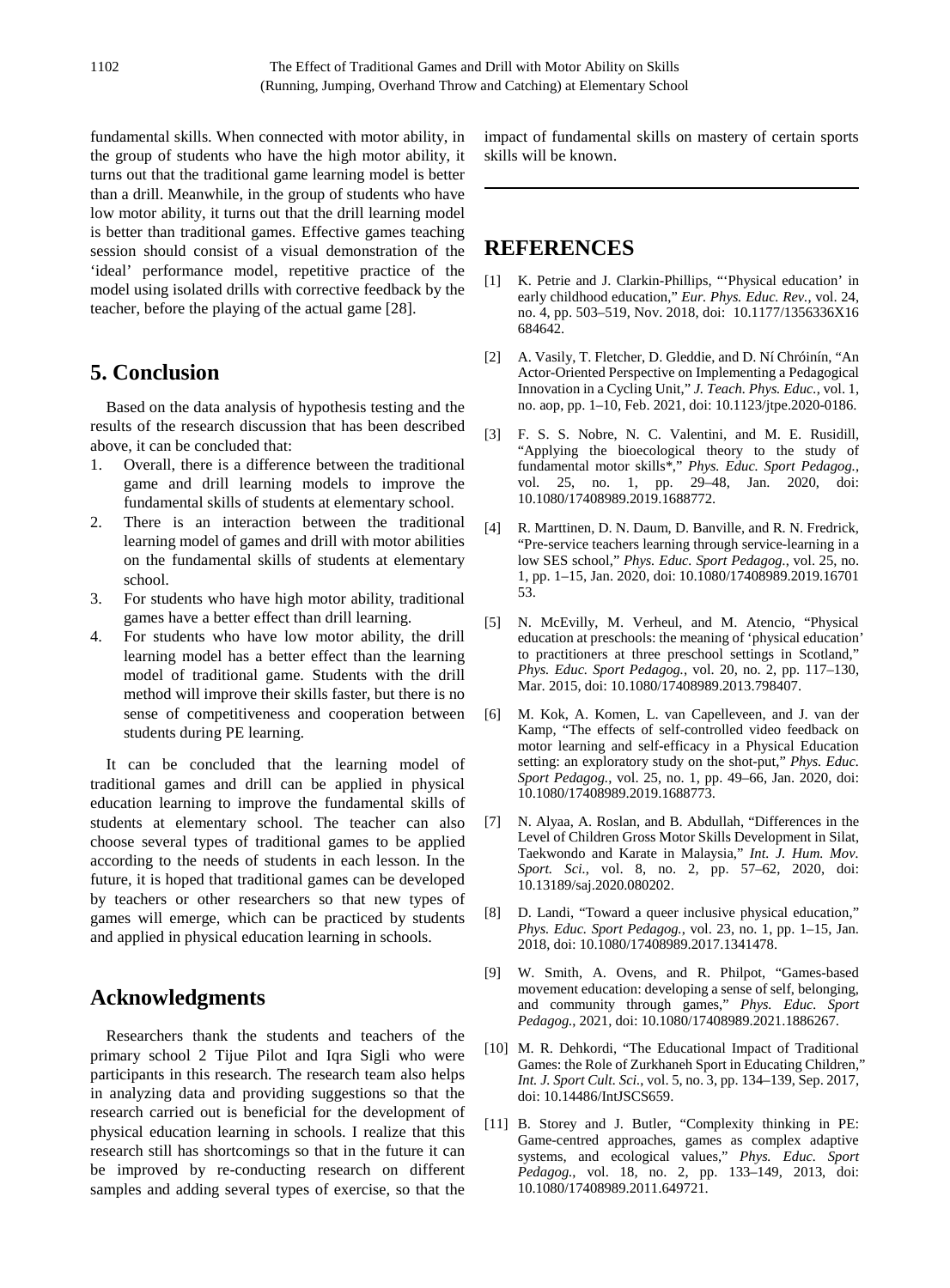fundamental skills. When connected with motor ability, in the group of students who have the high motor ability, it turns out that the traditional game learning model is better than a drill. Meanwhile, in the group of students who have low motor ability, it turns out that the drill learning model is better than traditional games. Effective games teaching session should consist of a visual demonstration of the 'ideal' performance model, repetitive practice of the model using isolated drills with corrective feedback by the teacher, before the playing of the actual game [28].

## 5. Conclusion

Based on the data analysis of hypothesis testing and the results of the research discussion that has been described above, it can be concluded that:

1. Overall, there is a difference between the traditional game and drill learning models to improve the fundamental skills of students at elementary school.
2. There is an interaction between the traditional learning model of games and drill with motor abilities on the fundamental skills of students at elementary school.
3. For students who have high motor ability, traditional games have a better effect than drill learning.
4. For students who have low motor ability, the drill learning model has a better effect than the learning model of traditional game. Students with the drill method will improve their skills faster, but there is no sense of competitiveness and cooperation between students during PE learning.

It can be concluded that the learning model of traditional games and drill can be applied in physical education learning to improve the fundamental skills of students at elementary school. The teacher can also choose several types of traditional games to be applied according to the needs of students in each lesson. In the future, it is hoped that traditional games can be developed by teachers or other researchers so that new types of games will emerge, which can be practiced by students and applied in physical education learning in schools.

## Acknowledgments

Researchers thank the students and teachers of the primary school 2 Tijue Pilot and Iqra Sigli who were participants in this research. The research team also helps in analyzing data and providing suggestions so that the research carried out is beneficial for the development of physical education learning in schools. I realize that this research still has shortcomings so that in the future it can be improved by re-conducting research on different samples and adding several types of exercise, so that the impact of fundamental skills on mastery of certain sports skills will be known.

## REFERENCES

[1] K. Petrie and J. Clarkin-Phillips, "'Physical education' in early childhood education," *Eur. Phys. Educ. Rev.*, vol. 24, no. 4, pp. 503–519, Nov. 2018, doi: 10.1177/1356336X16684642.

[2] A. Vasily, T. Fletcher, D. Gleddie, and D. Ní Chróinín, "An Actor-Oriented Perspective on Implementing a Pedagogical Innovation in a Cycling Unit," *J. Teach. Phys. Educ.*, vol. 1, no. aop, pp. 1–10, Feb. 2021, doi: 10.1123/jtpe.2020-0186.

[3] F. S. S. Nobre, N. C. Valentini, and M. E. Rusidill, "Applying the bioecological theory to the study of fundamental motor skills*," *Phys. Educ. Sport Pedagog.*, vol. 25, no. 1, pp. 29–48, Jan. 2020, doi: 10.1080/17408989.2019.1688772.

[4] R. Marttinen, D. N. Daum, D. Banville, and R. N. Fredrick, "Pre-service teachers learning through service-learning in a low SES school," *Phys. Educ. Sport Pedagog.*, vol. 25, no. 1, pp. 1–15, Jan. 2020, doi: 10.1080/17408989.2019.1670153.

[5] N. McEvilly, M. Verheul, and M. Atencio, "Physical education at preschools: the meaning of 'physical education' to practitioners at three preschool settings in Scotland," *Phys. Educ. Sport Pedagog.*, vol. 20, no. 2, pp. 117–130, Mar. 2015, doi: 10.1080/17408989.2013.798407.

[6] M. Kok, A. Komen, L. van Capelleveen, and J. van der Kamp, "The effects of self-controlled video feedback on motor learning and self-efficacy in a Physical Education setting: an exploratory study on the shot-put," *Phys. Educ. Sport Pedagog.*, vol. 25, no. 1, pp. 49–66, Jan. 2020, doi: 10.1080/17408989.2019.1688773.

[7] N. Alyaa, A. Roslan, and B. Abdullah, "Differences in the Level of Children Gross Motor Skills Development in Silat, Taekwondo and Karate in Malaysia," *Int. J. Hum. Mov. Sport. Sci.*, vol. 8, no. 2, pp. 57–62, 2020, doi: 10.13189/saj.2020.080202.

[8] D. Landi, "Toward a queer inclusive physical education," *Phys. Educ. Sport Pedagog.*, vol. 23, no. 1, pp. 1–15, Jan. 2018, doi: 10.1080/17408989.2017.1341478.

[9] W. Smith, A. Ovens, and R. Philpot, "Games-based movement education: developing a sense of self, belonging, and community through games," *Phys. Educ. Sport Pedagog.*, 2021, doi: 10.1080/17408989.2021.1886267.

[10] M. R. Dehkordi, "The Educational Impact of Traditional Games: the Role of Zurkhaneh Sport in Educating Children," *Int. J. Sport Cult. Sci.*, vol. 5, no. 3, pp. 134–139, Sep. 2017, doi: 10.14486/IntJSCS659.

[11] B. Storey and J. Butler, "Complexity thinking in PE: Game-centred approaches, games as complex adaptive systems, and ecological values," *Phys. Educ. Sport Pedagog.*, vol. 18, no. 2, pp. 133–149, 2013, doi: 10.1080/17408989.2011.649721.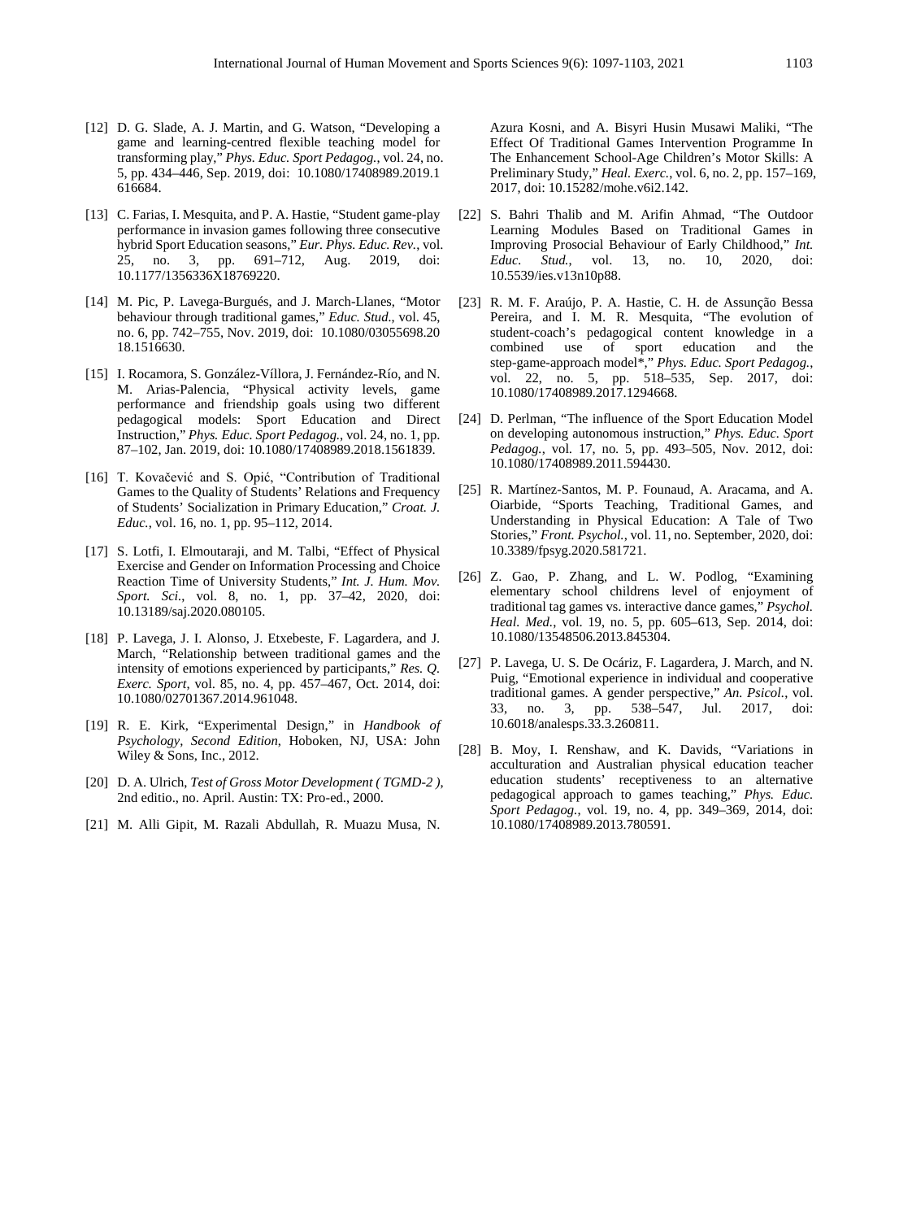[12] D. G. Slade, A. J. Martin, and G. Watson, "Developing a game and learning-centred flexible teaching model for transforming play," *Phys. Educ. Sport Pedagog.*, vol. 24, no. 5, pp. 434–446, Sep. 2019, doi: 10.1080/17408989.2019.1616684.

[13] C. Farias, I. Mesquita, and P. A. Hastie, "Student game-play performance in invasion games following three consecutive hybrid Sport Education seasons," *Eur. Phys. Educ. Rev.*, vol. 25, no. 3, pp. 691–712, Aug. 2019, doi: 10.1177/1356336X18769220.

[14] M. Pic, P. Lavega-Burgués, and J. March-Llanes, "Motor behaviour through traditional games," *Educ. Stud.*, vol. 45, no. 6, pp. 742–755, Nov. 2019, doi: 10.1080/03055698.2018.1516630.

[15] I. Rocamora, S. González-Víllora, J. Fernández-Río, and N. M. Arias-Palencia, "Physical activity levels, game performance and friendship goals using two different pedagogical models: Sport Education and Direct Instruction," *Phys. Educ. Sport Pedagog.*, vol. 24, no. 1, pp. 87–102, Jan. 2019, doi: 10.1080/17408989.2018.1561839.

[16] T. Kovačević and S. Opić, "Contribution of Traditional Games to the Quality of Students' Relations and Frequency of Students' Socialization in Primary Education," *Croat. J. Educ.*, vol. 16, no. 1, pp. 95–112, 2014.

[17] S. Lotfi, I. Elmoutaraji, and M. Talbi, "Effect of Physical Exercise and Gender on Information Processing and Choice Reaction Time of University Students," *Int. J. Hum. Mov. Sport. Sci.*, vol. 8, no. 1, pp. 37–42, 2020, doi: 10.13189/saj.2020.080105.

[18] P. Lavega, J. I. Alonso, J. Etxebeste, F. Lagardera, and J. March, "Relationship between traditional games and the intensity of emotions experienced by participants," *Res. Q. Exerc. Sport*, vol. 85, no. 4, pp. 457–467, Oct. 2014, doi: 10.1080/02701367.2014.961048.

[19] R. E. Kirk, "Experimental Design," in *Handbook of Psychology, Second Edition*, Hoboken, NJ, USA: John Wiley & Sons, Inc., 2012.

[20] D. A. Ulrich, *Test of Gross Motor Development ( TGMD-2 )*, 2nd editio., no. April. Austin: TX: Pro-ed., 2000.

[21] M. Alli Gipit, M. Razali Abdullah, R. Muazu Musa, N. Azura Kosni, and A. Bisyri Husin Musawi Maliki, "The Effect Of Traditional Games Intervention Programme In The Enhancement School-Age Children's Motor Skills: A Preliminary Study," *Heal. Exerc.*, vol. 6, no. 2, pp. 157–169, 2017, doi: 10.15282/mohe.v6i2.142.

[22] S. Bahri Thalib and M. Arifin Ahmad, "The Outdoor Learning Modules Based on Traditional Games in Improving Prosocial Behaviour of Early Childhood," *Int. Educ. Stud.*, vol. 13, no. 10, 2020, doi: 10.5539/ies.v13n10p88.

[23] R. M. F. Araújo, P. A. Hastie, C. H. de Assunção Bessa Pereira, and I. M. R. Mesquita, "The evolution of student-coach's pedagogical content knowledge in a combined use of sport education and the step-game-approach model*," *Phys. Educ. Sport Pedagog.*, vol. 22, no. 5, pp. 518–535, Sep. 2017, doi: 10.1080/17408989.2017.1294668.

[24] D. Perlman, "The influence of the Sport Education Model on developing autonomous instruction," *Phys. Educ. Sport Pedagog.*, vol. 17, no. 5, pp. 493–505, Nov. 2012, doi: 10.1080/17408989.2011.594430.

[25] R. Martínez-Santos, M. P. Founaud, A. Aracama, and A. Oiarbide, "Sports Teaching, Traditional Games, and Understanding in Physical Education: A Tale of Two Stories," *Front. Psychol.*, vol. 11, no. September, 2020, doi: 10.3389/fpsyg.2020.581721.

[26] Z. Gao, P. Zhang, and L. W. Podlog, "Examining elementary school childrens level of enjoyment of traditional tag games vs. interactive dance games," *Psychol. Heal. Med.*, vol. 19, no. 5, pp. 605–613, Sep. 2014, doi: 10.1080/13548506.2013.845304.

[27] P. Lavega, U. S. De Ocáriz, F. Lagardera, J. March, and N. Puig, "Emotional experience in individual and cooperative traditional games. A gender perspective," *An. Psicol.*, vol. 33, no. 3, pp. 538–547, Jul. 2017, doi: 10.6018/analesps.33.3.260811.

[28] B. Moy, I. Renshaw, and K. Davids, "Variations in acculturation and Australian physical education teacher education students' receptiveness to an alternative pedagogical approach to games teaching," *Phys. Educ. Sport Pedagog.*, vol. 19, no. 4, pp. 349–369, 2014, doi: 10.1080/17408989.2013.780591.